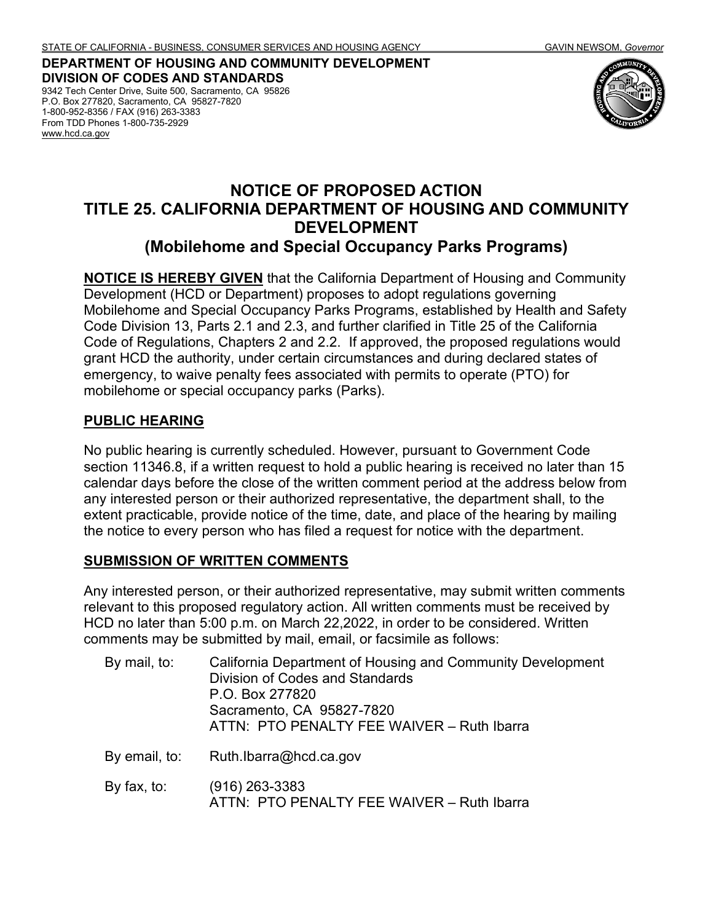STATE OF CALIFORNIA - BUSINESS, CONSUMER SERVICES AND HOUSING AGENCY GAVIN NEWSOM, *Governor*

**DEPARTMENT OF HOUSING AND COMMUNITY DEVELOPMENT**
**DIVISION OF CODES AND STANDARDS**
9342 Tech Center Drive, Suite 500, Sacramento, CA 95826
P.O. Box 277820, Sacramento, CA 95827-7820
1-800-952-8356 / FAX (916) 263-3383
From TDD Phones 1-800-735-2929
www.hcd.ca.gov

# NOTICE OF PROPOSED ACTION
# TITLE 25. CALIFORNIA DEPARTMENT OF HOUSING AND COMMUNITY DEVELOPMENT
## (Mobilehome and Special Occupancy Parks Programs)

**NOTICE IS HEREBY GIVEN** that the California Department of Housing and Community Development (HCD or Department) proposes to adopt regulations governing Mobilehome and Special Occupancy Parks Programs, established by Health and Safety Code Division 13, Parts 2.1 and 2.3, and further clarified in Title 25 of the California Code of Regulations, Chapters 2 and 2.2. If approved, the proposed regulations would grant HCD the authority, under certain circumstances and during declared states of emergency, to waive penalty fees associated with permits to operate (PTO) for mobilehome or special occupancy parks (Parks).

## PUBLIC HEARING

No public hearing is currently scheduled. However, pursuant to Government Code section 11346.8, if a written request to hold a public hearing is received no later than 15 calendar days before the close of the written comment period at the address below from any interested person or their authorized representative, the department shall, to the extent practicable, provide notice of the time, date, and place of the hearing by mailing the notice to every person who has filed a request for notice with the department.

## SUBMISSION OF WRITTEN COMMENTS

Any interested person, or their authorized representative, may submit written comments relevant to this proposed regulatory action. All written comments must be received by HCD no later than 5:00 p.m. on March 22,2022, in order to be considered. Written comments may be submitted by mail, email, or facsimile as follows:

By mail, to: California Department of Housing and Community Development
Division of Codes and Standards
P.O. Box 277820
Sacramento, CA 95827-7820
ATTN: PTO PENALTY FEE WAIVER – Ruth Ibarra

By email, to: Ruth.Ibarra@hcd.ca.gov

By fax, to: (916) 263-3383
ATTN: PTO PENALTY FEE WAIVER – Ruth Ibarra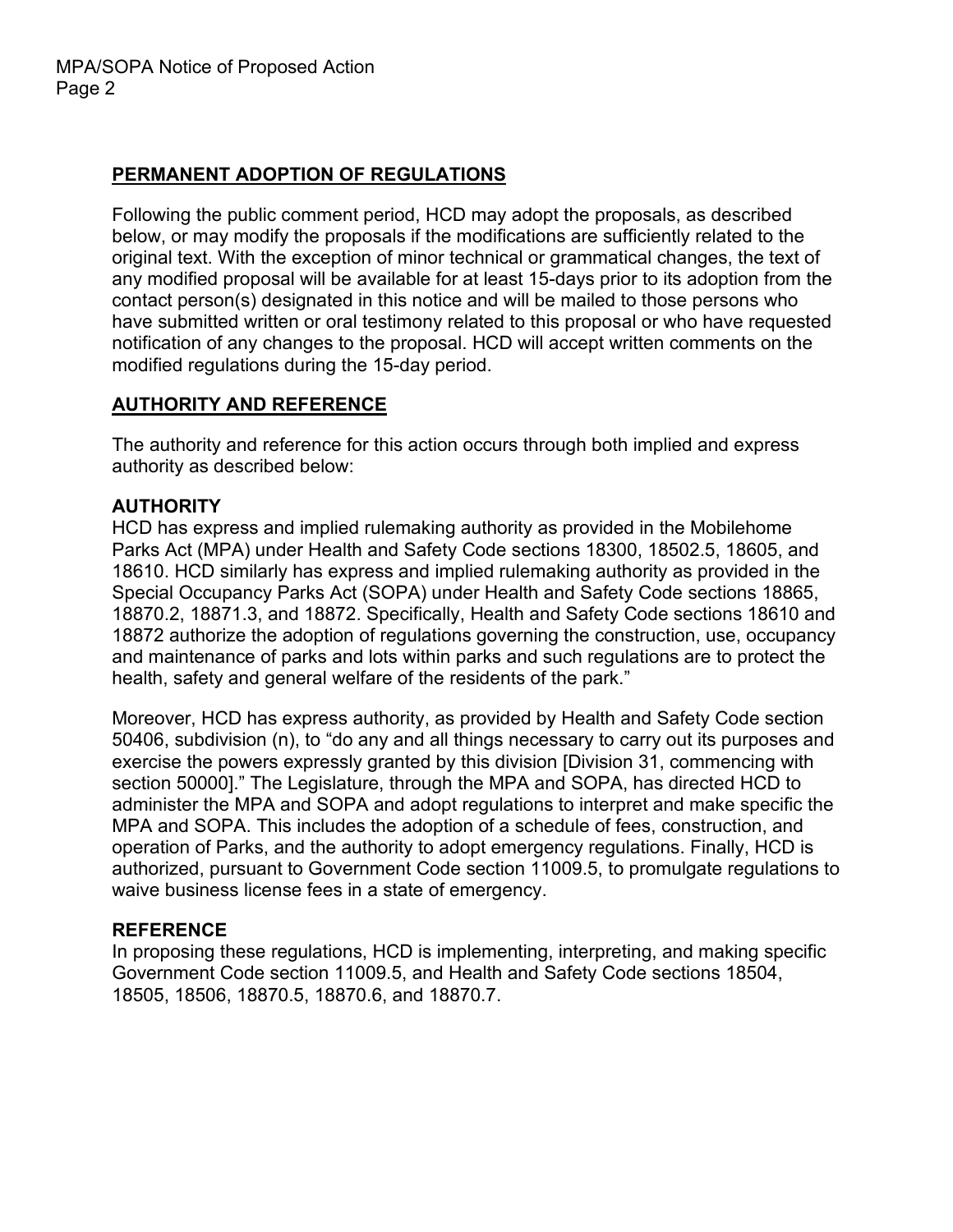## PERMANENT ADOPTION OF REGULATIONS

Following the public comment period, HCD may adopt the proposals, as described below, or may modify the proposals if the modifications are sufficiently related to the original text. With the exception of minor technical or grammatical changes, the text of any modified proposal will be available for at least 15-days prior to its adoption from the contact person(s) designated in this notice and will be mailed to those persons who have submitted written or oral testimony related to this proposal or who have requested notification of any changes to the proposal. HCD will accept written comments on the modified regulations during the 15-day period.

## AUTHORITY AND REFERENCE

The authority and reference for this action occurs through both implied and express authority as described below:

### AUTHORITY

HCD has express and implied rulemaking authority as provided in the Mobilehome Parks Act (MPA) under Health and Safety Code sections 18300, 18502.5, 18605, and 18610. HCD similarly has express and implied rulemaking authority as provided in the Special Occupancy Parks Act (SOPA) under Health and Safety Code sections 18865, 18870.2, 18871.3, and 18872. Specifically, Health and Safety Code sections 18610 and 18872 authorize the adoption of regulations governing the construction, use, occupancy and maintenance of parks and lots within parks and such regulations are to protect the health, safety and general welfare of the residents of the park."

Moreover, HCD has express authority, as provided by Health and Safety Code section 50406, subdivision (n), to "do any and all things necessary to carry out its purposes and exercise the powers expressly granted by this division [Division 31, commencing with section 50000]." The Legislature, through the MPA and SOPA, has directed HCD to administer the MPA and SOPA and adopt regulations to interpret and make specific the MPA and SOPA. This includes the adoption of a schedule of fees, construction, and operation of Parks, and the authority to adopt emergency regulations. Finally, HCD is authorized, pursuant to Government Code section 11009.5, to promulgate regulations to waive business license fees in a state of emergency.

### REFERENCE

In proposing these regulations, HCD is implementing, interpreting, and making specific Government Code section 11009.5, and Health and Safety Code sections 18504, 18505, 18506, 18870.5, 18870.6, and 18870.7.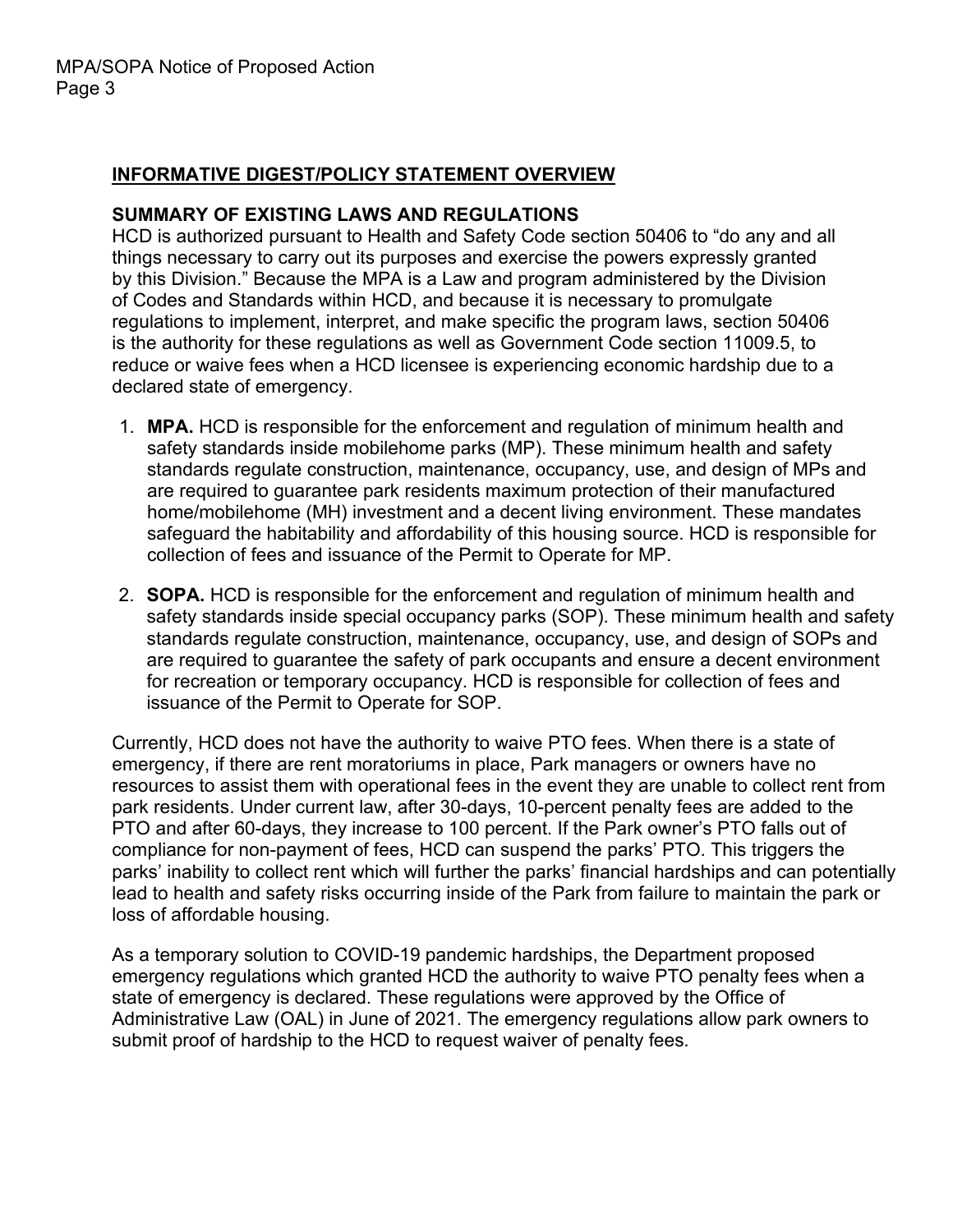## INFORMATIVE DIGEST/POLICY STATEMENT OVERVIEW

### SUMMARY OF EXISTING LAWS AND REGULATIONS

HCD is authorized pursuant to Health and Safety Code section 50406 to "do any and all things necessary to carry out its purposes and exercise the powers expressly granted by this Division." Because the MPA is a Law and program administered by the Division of Codes and Standards within HCD, and because it is necessary to promulgate regulations to implement, interpret, and make specific the program laws, section 50406 is the authority for these regulations as well as Government Code section 11009.5, to reduce or waive fees when a HCD licensee is experiencing economic hardship due to a declared state of emergency.

1. **MPA.** HCD is responsible for the enforcement and regulation of minimum health and safety standards inside mobilehome parks (MP). These minimum health and safety standards regulate construction, maintenance, occupancy, use, and design of MPs and are required to guarantee park residents maximum protection of their manufactured home/mobilehome (MH) investment and a decent living environment. These mandates safeguard the habitability and affordability of this housing source. HCD is responsible for collection of fees and issuance of the Permit to Operate for MP.
2. **SOPA.** HCD is responsible for the enforcement and regulation of minimum health and safety standards inside special occupancy parks (SOP). These minimum health and safety standards regulate construction, maintenance, occupancy, use, and design of SOPs and are required to guarantee the safety of park occupants and ensure a decent environment for recreation or temporary occupancy. HCD is responsible for collection of fees and issuance of the Permit to Operate for SOP.

Currently, HCD does not have the authority to waive PTO fees. When there is a state of emergency, if there are rent moratoriums in place, Park managers or owners have no resources to assist them with operational fees in the event they are unable to collect rent from park residents. Under current law, after 30-days, 10-percent penalty fees are added to the PTO and after 60-days, they increase to 100 percent. If the Park owner's PTO falls out of compliance for non-payment of fees, HCD can suspend the parks' PTO. This triggers the parks' inability to collect rent which will further the parks' financial hardships and can potentially lead to health and safety risks occurring inside of the Park from failure to maintain the park or loss of affordable housing.

As a temporary solution to COVID-19 pandemic hardships, the Department proposed emergency regulations which granted HCD the authority to waive PTO penalty fees when a state of emergency is declared. These regulations were approved by the Office of Administrative Law (OAL) in June of 2021. The emergency regulations allow park owners to submit proof of hardship to the HCD to request waiver of penalty fees.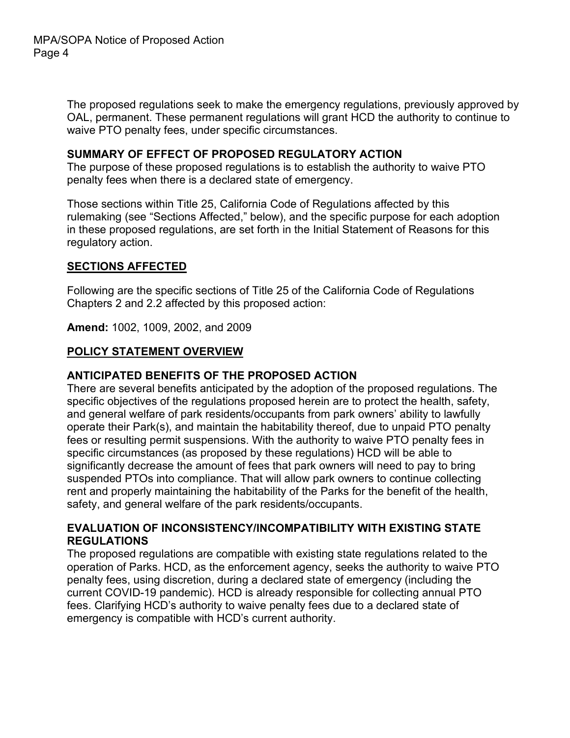The proposed regulations seek to make the emergency regulations, previously approved by OAL, permanent. These permanent regulations will grant HCD the authority to continue to waive PTO penalty fees, under specific circumstances.

**SUMMARY OF EFFECT OF PROPOSED REGULATORY ACTION**

The purpose of these proposed regulations is to establish the authority to waive PTO penalty fees when there is a declared state of emergency.

Those sections within Title 25, California Code of Regulations affected by this rulemaking (see "Sections Affected," below), and the specific purpose for each adoption in these proposed regulations, are set forth in the Initial Statement of Reasons for this regulatory action.

## SECTIONS AFFECTED

Following are the specific sections of Title 25 of the California Code of Regulations Chapters 2 and 2.2 affected by this proposed action:

**Amend:** 1002, 1009, 2002, and 2009

## POLICY STATEMENT OVERVIEW

**ANTICIPATED BENEFITS OF THE PROPOSED ACTION**

There are several benefits anticipated by the adoption of the proposed regulations. The specific objectives of the regulations proposed herein are to protect the health, safety, and general welfare of park residents/occupants from park owners' ability to lawfully operate their Park(s), and maintain the habitability thereof, due to unpaid PTO penalty fees or resulting permit suspensions. With the authority to waive PTO penalty fees in specific circumstances (as proposed by these regulations) HCD will be able to significantly decrease the amount of fees that park owners will need to pay to bring suspended PTOs into compliance. That will allow park owners to continue collecting rent and properly maintaining the habitability of the Parks for the benefit of the health, safety, and general welfare of the park residents/occupants.

**EVALUATION OF INCONSISTENCY/INCOMPATIBILITY WITH EXISTING STATE REGULATIONS**

The proposed regulations are compatible with existing state regulations related to the operation of Parks. HCD, as the enforcement agency, seeks the authority to waive PTO penalty fees, using discretion, during a declared state of emergency (including the current COVID-19 pandemic). HCD is already responsible for collecting annual PTO fees. Clarifying HCD's authority to waive penalty fees due to a declared state of emergency is compatible with HCD's current authority.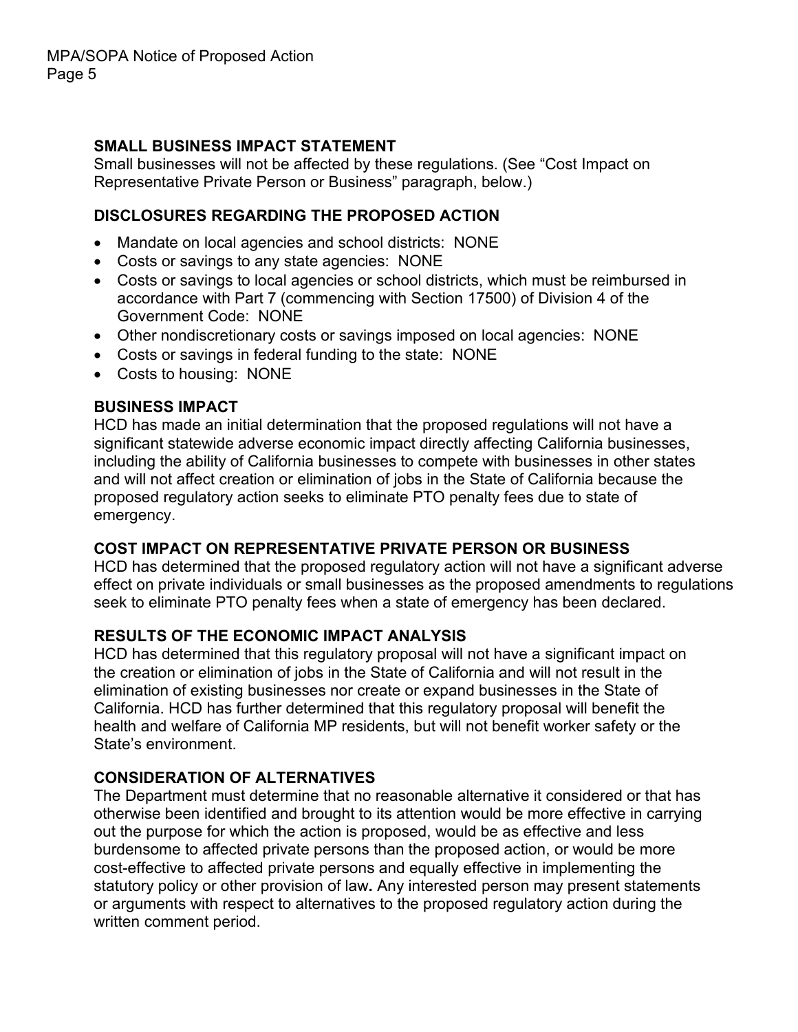### SMALL BUSINESS IMPACT STATEMENT

Small businesses will not be affected by these regulations. (See "Cost Impact on Representative Private Person or Business" paragraph, below.)

### DISCLOSURES REGARDING THE PROPOSED ACTION

- Mandate on local agencies and school districts: NONE
- Costs or savings to any state agencies: NONE
- Costs or savings to local agencies or school districts, which must be reimbursed in accordance with Part 7 (commencing with Section 17500) of Division 4 of the Government Code: NONE
- Other nondiscretionary costs or savings imposed on local agencies: NONE
- Costs or savings in federal funding to the state: NONE
- Costs to housing: NONE

### BUSINESS IMPACT

HCD has made an initial determination that the proposed regulations will not have a significant statewide adverse economic impact directly affecting California businesses, including the ability of California businesses to compete with businesses in other states and will not affect creation or elimination of jobs in the State of California because the proposed regulatory action seeks to eliminate PTO penalty fees due to state of emergency.

### COST IMPACT ON REPRESENTATIVE PRIVATE PERSON OR BUSINESS

HCD has determined that the proposed regulatory action will not have a significant adverse effect on private individuals or small businesses as the proposed amendments to regulations seek to eliminate PTO penalty fees when a state of emergency has been declared.

### RESULTS OF THE ECONOMIC IMPACT ANALYSIS

HCD has determined that this regulatory proposal will not have a significant impact on the creation or elimination of jobs in the State of California and will not result in the elimination of existing businesses nor create or expand businesses in the State of California. HCD has further determined that this regulatory proposal will benefit the health and welfare of California MP residents, but will not benefit worker safety or the State's environment.

### CONSIDERATION OF ALTERNATIVES

The Department must determine that no reasonable alternative it considered or that has otherwise been identified and brought to its attention would be more effective in carrying out the purpose for which the action is proposed, would be as effective and less burdensome to affected private persons than the proposed action, or would be more cost-effective to affected private persons and equally effective in implementing the statutory policy or other provision of law**.** Any interested person may present statements or arguments with respect to alternatives to the proposed regulatory action during the written comment period.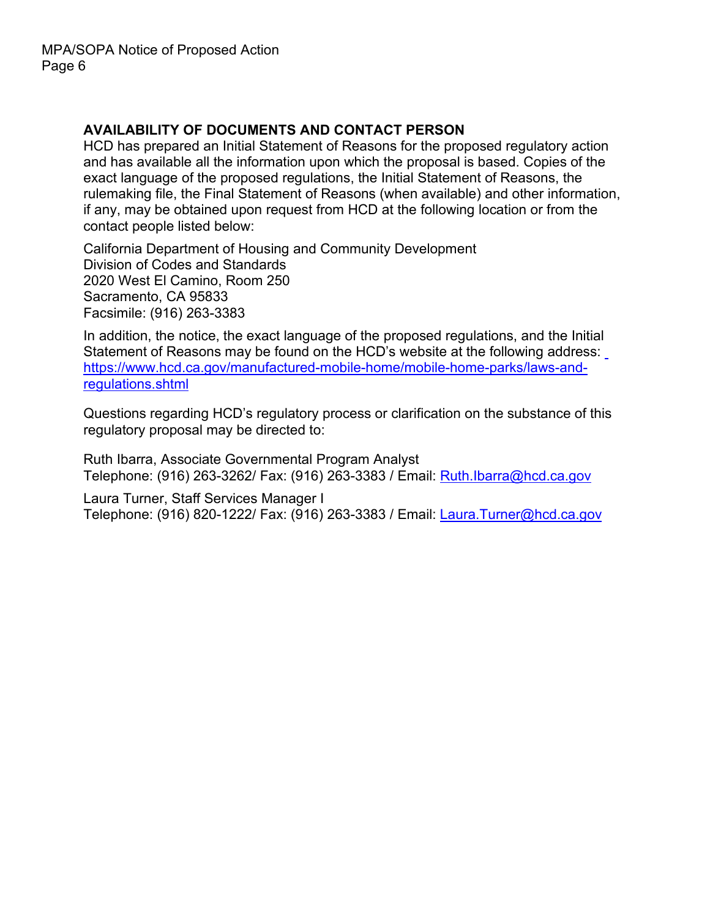## AVAILABILITY OF DOCUMENTS AND CONTACT PERSON

HCD has prepared an Initial Statement of Reasons for the proposed regulatory action and has available all the information upon which the proposal is based. Copies of the exact language of the proposed regulations, the Initial Statement of Reasons, the rulemaking file, the Final Statement of Reasons (when available) and other information, if any, may be obtained upon request from HCD at the following location or from the contact people listed below:

California Department of Housing and Community Development
Division of Codes and Standards
2020 West El Camino, Room 250
Sacramento, CA 95833
Facsimile: (916) 263-3383

In addition, the notice, the exact language of the proposed regulations, and the Initial Statement of Reasons may be found on the HCD's website at the following address: https://www.hcd.ca.gov/manufactured-mobile-home/mobile-home-parks/laws-and-regulations.shtml

Questions regarding HCD's regulatory process or clarification on the substance of this regulatory proposal may be directed to:

Ruth Ibarra, Associate Governmental Program Analyst
Telephone: (916) 263-3262/ Fax: (916) 263-3383 / Email: Ruth.Ibarra@hcd.ca.gov

Laura Turner, Staff Services Manager I
Telephone: (916) 820-1222/ Fax: (916) 263-3383 / Email: Laura.Turner@hcd.ca.gov